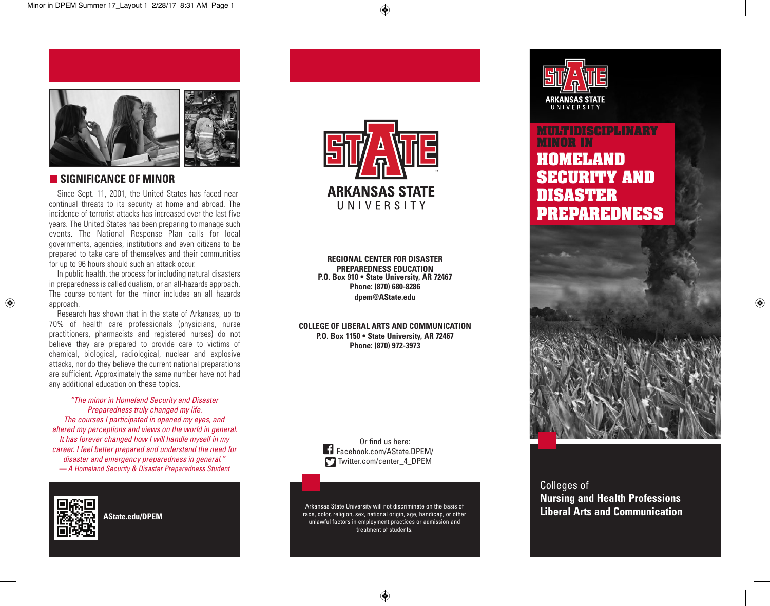## SIGNIFICANCE OF MINOR

Since Sept. 11, 2001, the United States has faced near-continual threats to its security at home and abroad. The incidence of terrorist attacks has increased over the last five years. The United States has been preparing to manage such events. The National Response Plan calls for local governments, agencies, institutions and even citizens to be prepared to take care of themselves and their communities for up to 96 hours should such an attack occur.

In public health, the process for including natural disasters in preparedness is called dualism, or an all-hazards approach. The course content for the minor includes an all hazards approach.

Research has shown that in the state of Arkansas, up to 70% of health care professionals (physicians, nurse practitioners, pharmacists and registered nurses) do not believe they are prepared to provide care to victims of chemical, biological, radiological, nuclear and explosive attacks, nor do they believe the current national preparations are sufficient. Approximately the same number have not had any additional education on these topics.

*"The minor in Homeland Security and Disaster Preparedness truly changed my life. The courses I participated in opened my eyes, and altered my perceptions and views on the world in general. It has forever changed how I will handle myself in my career. I feel better prepared and understand the need for disaster and emergency preparedness in general."*
*— A Homeland Security & Disaster Preparedness Student*

**AState.edu/DPEM**

ARKANSAS STATE UNIVERSITY

**REGIONAL CENTER FOR DISASTER PREPAREDNESS EDUCATION**
**P.O. Box 910 • State University, AR 72467**
**Phone: (870) 680-8286**
**dpem@AState.edu**

**COLLEGE OF LIBERAL ARTS AND COMMUNICATION**
**P.O. Box 1150 • State University, AR 72467**
**Phone: (870) 972-3973**

Or find us here:
Facebook.com/AState.DPEM/
Twitter.com/center_4_DPEM

Arkansas State University will not discriminate on the basis of race, color, religion, sex, national origin, age, handicap, or other unlawful factors in employment practices or admission and treatment of students.

ARKANSAS STATE UNIVERSITY

# MULTIDISCIPLINARY MINOR IN HOMELAND SECURITY AND DISASTER PREPAREDNESS

Colleges of
**Nursing and Health Professions**
**Liberal Arts and Communication**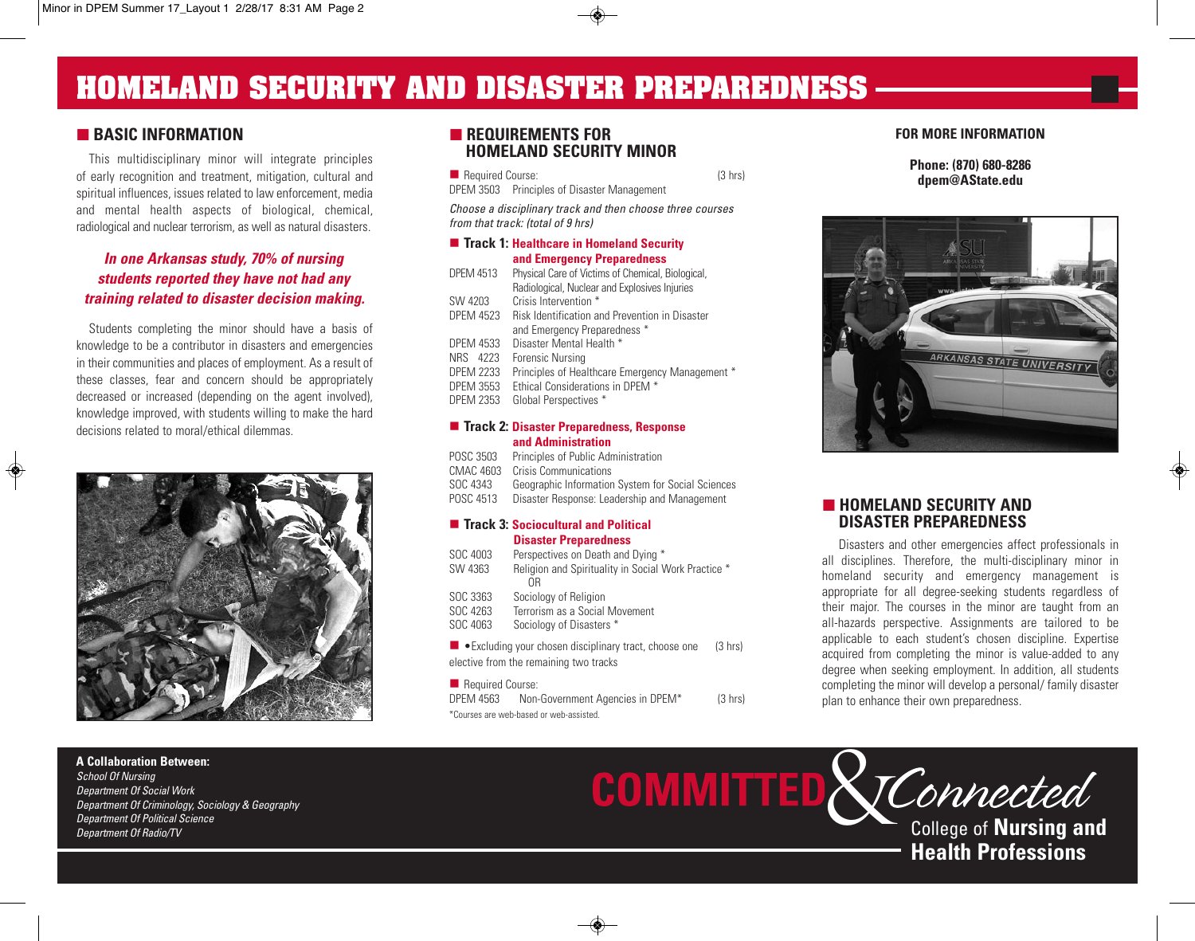# HOMELAND SECURITY AND DISASTER PREPAREDNESS

## BASIC INFORMATION

This multidisciplinary minor will integrate principles of early recognition and treatment, mitigation, cultural and spiritual influences, issues related to law enforcement, media and mental health aspects of biological, chemical, radiological and nuclear terrorism, as well as natural disasters.

***In one Arkansas study, 70% of nursing students reported they have not had any training related to disaster decision making.***

Students completing the minor should have a basis of knowledge to be a contributor in disasters and emergencies in their communities and places of employment. As a result of these classes, fear and concern should be appropriately decreased or increased (depending on the agent involved), knowledge improved, with students willing to make the hard decisions related to moral/ethical dilemmas.

## REQUIREMENTS FOR HOMELAND SECURITY MINOR

Required Course: (3 hrs)
DPEM 3503 Principles of Disaster Management

*Choose a disciplinary track and then choose three courses from that track: (total of 9 hrs)*

### Track 1: Healthcare in Homeland Security and Emergency Preparedness

| | |
|---|---|
| DPEM 4513 | Physical Care of Victims of Chemical, Biological, Radiological, Nuclear and Explosives Injuries |
| SW 4203 | Crisis Intervention * |
| DPEM 4523 | Risk Identification and Prevention in Disaster and Emergency Preparedness * |
| DPEM 4533 | Disaster Mental Health * |
| NRS 4223 | Forensic Nursing |
| DPEM 2233 | Principles of Healthcare Emergency Management * |
| DPEM 3553 | Ethical Considerations in DPEM * |
| DPEM 2353 | Global Perspectives * |

### Track 2: Disaster Preparedness, Response and Administration

| | |
|---|---|
| POSC 3503 | Principles of Public Administration |
| CMAC 4603 | Crisis Communications |
| SOC 4343 | Geographic Information System for Social Sciences |
| POSC 4513 | Disaster Response: Leadership and Management |

### Track 3: Sociocultural and Political Disaster Preparedness

| | |
|---|---|
| SOC 4003 | Perspectives on Death and Dying * |
| SW 4363 | Religion and Spirituality in Social Work Practice * OR |
| SOC 3363 | Sociology of Religion |
| SOC 4263 | Terrorism as a Social Movement |
| SOC 4063 | Sociology of Disasters * |

• Excluding your chosen disciplinary tract, choose one elective from the remaining two tracks (3 hrs)

Required Course:
DPEM 4563 Non-Government Agencies in DPEM* (3 hrs)

*Courses are web-based or web-assisted.

## FOR MORE INFORMATION

**Phone: (870) 680-8286**
**dpem@AState.edu**

## HOMELAND SECURITY AND DISASTER PREPAREDNESS

Disasters and other emergencies affect professionals in all disciplines. Therefore, the multi-disciplinary minor in homeland security and emergency management is appropriate for all degree-seeking students regardless of their major. The courses in the minor are taught from an all-hazards perspective. Assignments are tailored to be applicable to each student's chosen discipline. Expertise acquired from completing the minor is value-added to any degree when seeking employment. In addition, all students completing the minor will develop a personal/ family disaster plan to enhance their own preparedness.

**A Collaboration Between:**
*School Of Nursing*
*Department Of Social Work*
*Department Of Criminology, Sociology & Geography*
*Department Of Political Science*
*Department Of Radio/TV*

COMMITTED & Connected
College of **Nursing and Health Professions**